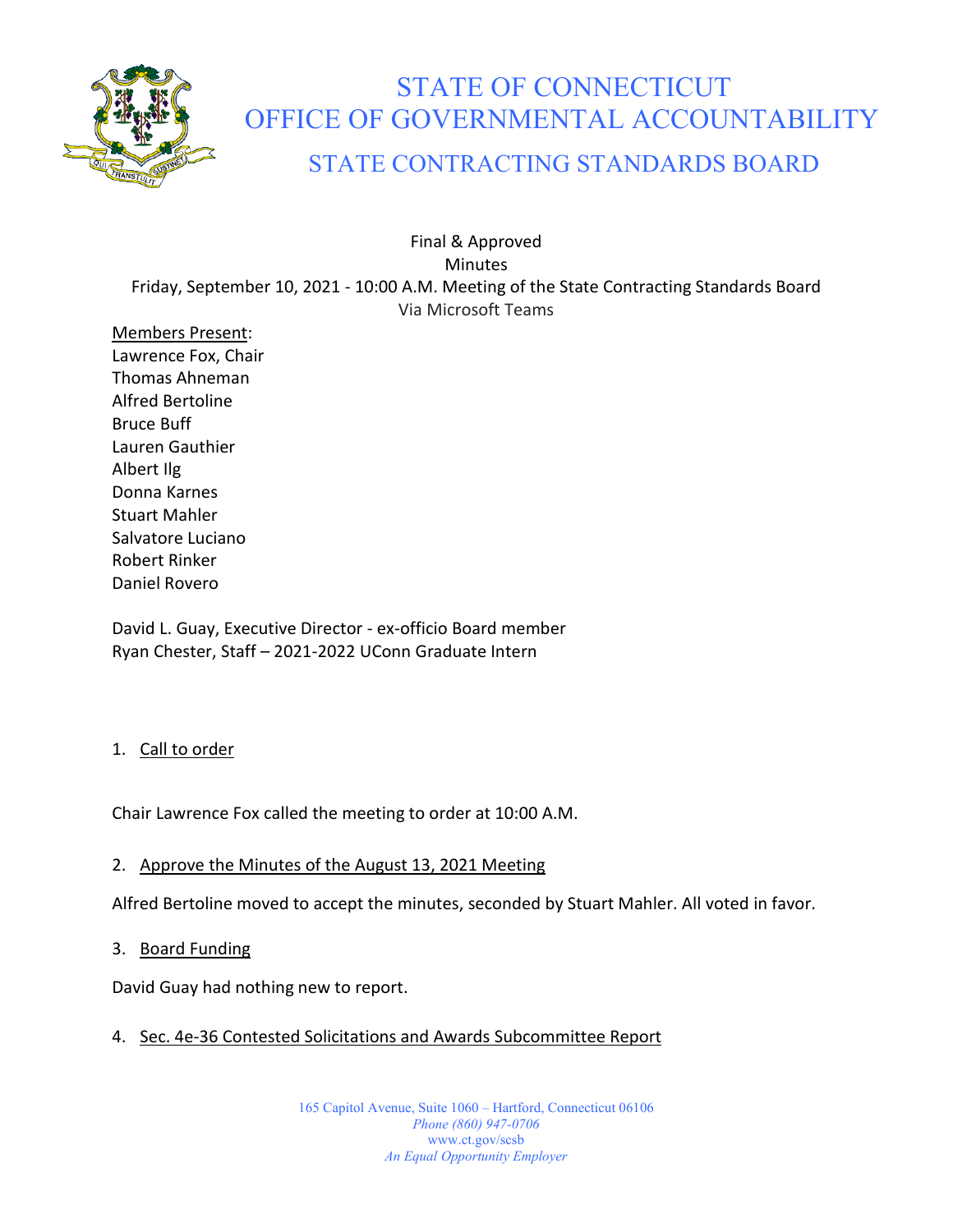# STATE OF CONNECTICUT
# OFFICE OF GOVERNMENTAL ACCOUNTABILITY
## STATE CONTRACTING STANDARDS BOARD

Final & Approved
Minutes
Friday, September 10, 2021 - 10:00 A.M. Meeting of the State Contracting Standards Board
Via Microsoft Teams

Members Present:
Lawrence Fox, Chair
Thomas Ahneman
Alfred Bertoline
Bruce Buff
Lauren Gauthier
Albert Ilg
Donna Karnes
Stuart Mahler
Salvatore Luciano
Robert Rinker
Daniel Rovero

David L. Guay, Executive Director - ex-officio Board member
Ryan Chester, Staff – 2021-2022 UConn Graduate Intern

1. Call to order

Chair Lawrence Fox called the meeting to order at 10:00 A.M.

2. Approve the Minutes of the August 13, 2021 Meeting

Alfred Bertoline moved to accept the minutes, seconded by Stuart Mahler. All voted in favor.

3. Board Funding

David Guay had nothing new to report.

4. Sec. 4e-36 Contested Solicitations and Awards Subcommittee Report

165 Capitol Avenue, Suite 1060 – Hartford, Connecticut 06106
*Phone (860) 947-0706*
www.ct.gov/scsb
*An Equal Opportunity Employer*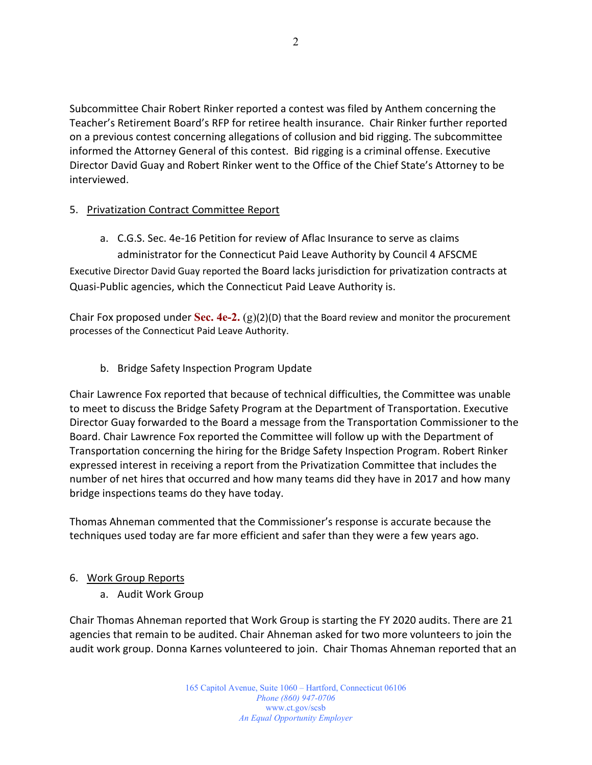Subcommittee Chair Robert Rinker reported a contest was filed by Anthem concerning the Teacher's Retirement Board's RFP for retiree health insurance. Chair Rinker further reported on a previous contest concerning allegations of collusion and bid rigging. The subcommittee informed the Attorney General of this contest. Bid rigging is a criminal offense. Executive Director David Guay and Robert Rinker went to the Office of the Chief State's Attorney to be interviewed.

5. Privatization Contract Committee Report

   a. C.G.S. Sec. 4e-16 Petition for review of Aflac Insurance to serve as claims administrator for the Connecticut Paid Leave Authority by Council 4 AFSCME

Executive Director David Guay reported the Board lacks jurisdiction for privatization contracts at Quasi-Public agencies, which the Connecticut Paid Leave Authority is.

Chair Fox proposed under **Sec. 4e-2.** (g)(2)(D) that the Board review and monitor the procurement processes of the Connecticut Paid Leave Authority.

   b. Bridge Safety Inspection Program Update

Chair Lawrence Fox reported that because of technical difficulties, the Committee was unable to meet to discuss the Bridge Safety Program at the Department of Transportation. Executive Director Guay forwarded to the Board a message from the Transportation Commissioner to the Board. Chair Lawrence Fox reported the Committee will follow up with the Department of Transportation concerning the hiring for the Bridge Safety Inspection Program. Robert Rinker expressed interest in receiving a report from the Privatization Committee that includes the number of net hires that occurred and how many teams did they have in 2017 and how many bridge inspections teams do they have today.

Thomas Ahneman commented that the Commissioner's response is accurate because the techniques used today are far more efficient and safer than they were a few years ago.

6. Work Group Reports

   a. Audit Work Group

Chair Thomas Ahneman reported that Work Group is starting the FY 2020 audits. There are 21 agencies that remain to be audited. Chair Ahneman asked for two more volunteers to join the audit work group. Donna Karnes volunteered to join. Chair Thomas Ahneman reported that an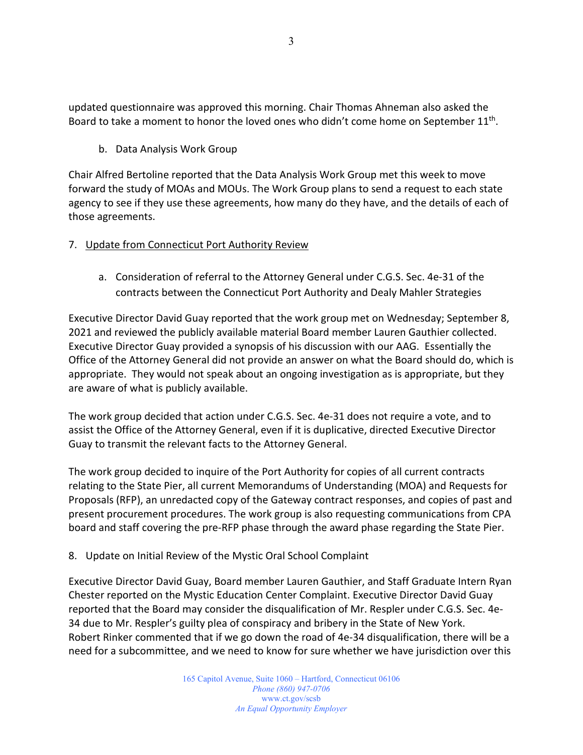updated questionnaire was approved this morning. Chair Thomas Ahneman also asked the Board to take a moment to honor the loved ones who didn't come home on September 11th.

b. Data Analysis Work Group

Chair Alfred Bertoline reported that the Data Analysis Work Group met this week to move forward the study of MOAs and MOUs. The Work Group plans to send a request to each state agency to see if they use these agreements, how many do they have, and the details of each of those agreements.

7. Update from Connecticut Port Authority Review

a. Consideration of referral to the Attorney General under C.G.S. Sec. 4e-31 of the contracts between the Connecticut Port Authority and Dealy Mahler Strategies

Executive Director David Guay reported that the work group met on Wednesday; September 8, 2021 and reviewed the publicly available material Board member Lauren Gauthier collected. Executive Director Guay provided a synopsis of his discussion with our AAG. Essentially the Office of the Attorney General did not provide an answer on what the Board should do, which is appropriate. They would not speak about an ongoing investigation as is appropriate, but they are aware of what is publicly available.

The work group decided that action under C.G.S. Sec. 4e-31 does not require a vote, and to assist the Office of the Attorney General, even if it is duplicative, directed Executive Director Guay to transmit the relevant facts to the Attorney General.

The work group decided to inquire of the Port Authority for copies of all current contracts relating to the State Pier, all current Memorandums of Understanding (MOA) and Requests for Proposals (RFP), an unredacted copy of the Gateway contract responses, and copies of past and present procurement procedures. The work group is also requesting communications from CPA board and staff covering the pre-RFP phase through the award phase regarding the State Pier.

8. Update on Initial Review of the Mystic Oral School Complaint

Executive Director David Guay, Board member Lauren Gauthier, and Staff Graduate Intern Ryan Chester reported on the Mystic Education Center Complaint. Executive Director David Guay reported that the Board may consider the disqualification of Mr. Respler under C.G.S. Sec. 4e-34 due to Mr. Respler's guilty plea of conspiracy and bribery in the State of New York. Robert Rinker commented that if we go down the road of 4e-34 disqualification, there will be a need for a subcommittee, and we need to know for sure whether we have jurisdiction over this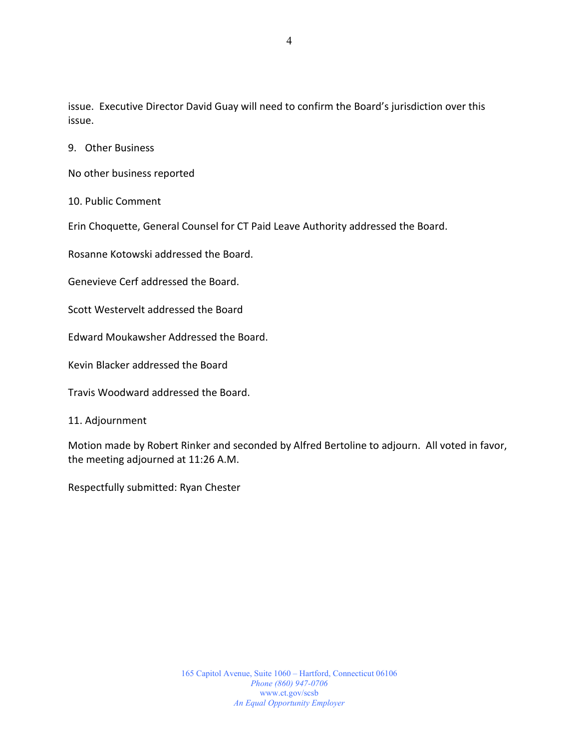issue. Executive Director David Guay will need to confirm the Board's jurisdiction over this issue.

9. Other Business

No other business reported

10. Public Comment

Erin Choquette, General Counsel for CT Paid Leave Authority addressed the Board.

Rosanne Kotowski addressed the Board.

Genevieve Cerf addressed the Board.

Scott Westervelt addressed the Board

Edward Moukawsher Addressed the Board.

Kevin Blacker addressed the Board

Travis Woodward addressed the Board.

11. Adjournment

Motion made by Robert Rinker and seconded by Alfred Bertoline to adjourn. All voted in favor, the meeting adjourned at 11:26 A.M.

Respectfully submitted: Ryan Chester

165 Capitol Avenue, Suite 1060 – Hartford, Connecticut 06106
*Phone (860) 947-0706*
www.ct.gov/scsb
*An Equal Opportunity Employer*